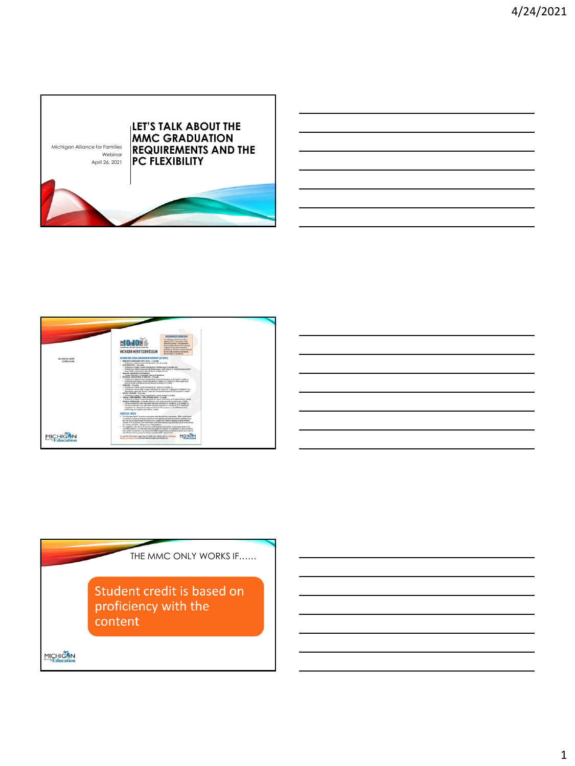# LET'S TALK ABOUT THE MMC GRADUATION REQUIREMENTS AND THE PC FLEXIBILITY

Michigan Alliance for Families
Webinar
April 26, 2021

---

MICHIGAN MERIT CURRICULUM

---

THE MMC ONLY WORKS IF……

Student credit is based on proficiency with the content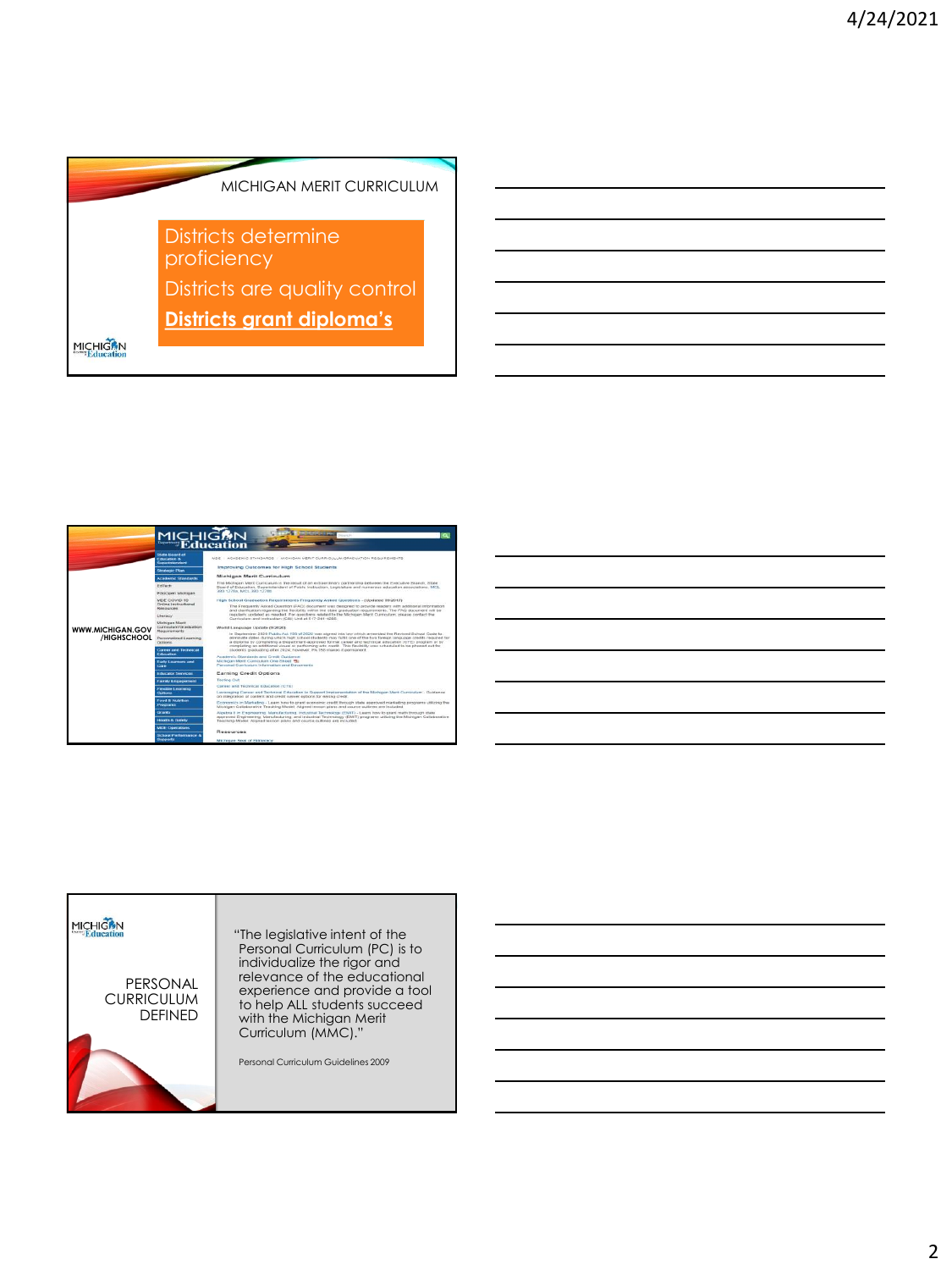## MICHIGAN MERIT CURRICULUM

Districts determine proficiency

Districts are quality control

**Districts grant diploma's**

---

WWW.MICHIGAN.GOV/HIGHSCHOOL

---

## PERSONAL CURRICULUM DEFINED

"The legislative intent of the Personal Curriculum (PC) is to individualize the rigor and relevance of the educational experience and provide a tool to help ALL students succeed with the Michigan Merit Curriculum (MMC)."

Personal Curriculum Guidelines 2009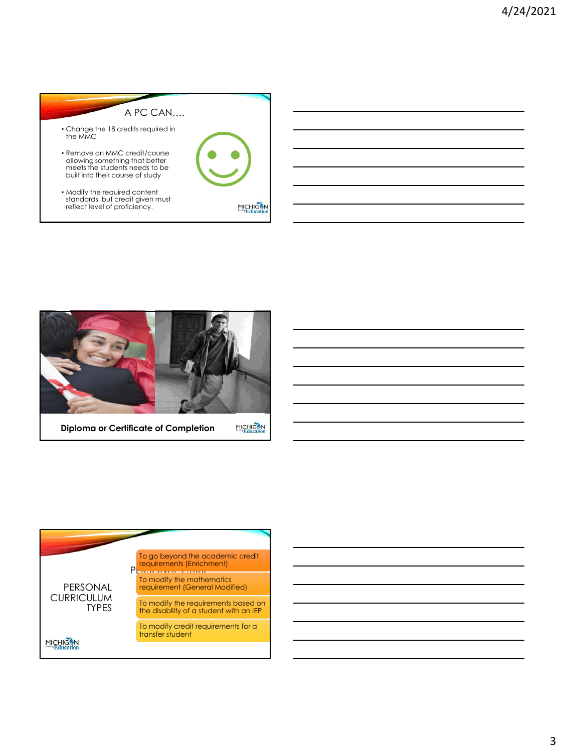## A PC CAN….

- Change the 18 credits required in the MMC
- Remove an MMC credit/course allowing something that better meets the students needs to be built into their course of study
- Modify the required content standards, but credit given must reflect level of proficiency.

**Diploma or Certificate of Completion**

## PERSONAL CURRICULUM TYPES

- To go beyond the academic credit requirements (Enrichment)
- To modify the mathematics requirement (General Modified)
- To modify the requirements based on the disability of a student with an IEP
- To modify credit requirements for a transfer student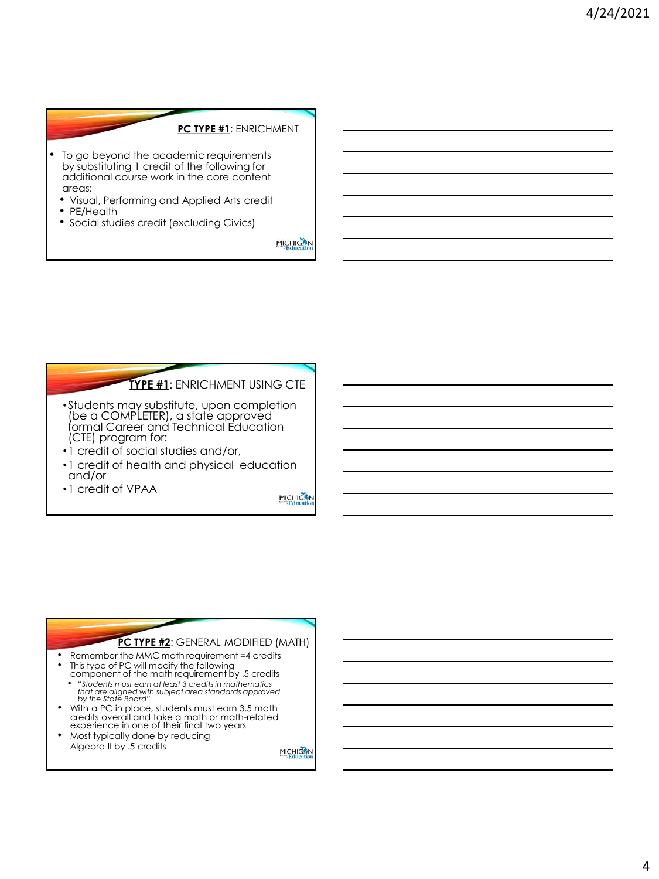## **PC TYPE #1**: ENRICHMENT

- To go beyond the academic requirements by substituting 1 credit of the following for additional course work in the core content areas:
  - Visual, Performing and Applied Arts credit
  - PE/Health
  - Social studies credit (excluding Civics)

## **TYPE #1**: ENRICHMENT USING CTE

- Students may substitute, upon completion (be a COMPLETER), a state approved formal Career and Technical Education (CTE) program for:
- 1 credit of social studies and/or,
- 1 credit of health and physical education and/or
- 1 credit of VPAA

## **PC TYPE #2**: GENERAL MODIFIED (MATH)

- Remember the MMC math requirement =4 credits
- This type of PC will modify the following component of the math requirement by .5 credits
  - *"Students must earn at least 3 credits in mathematics that are aligned with subject area standards approved by the State Board"*
- With a PC in place, students must earn 3.5 math credits overall and take a math or math-related experience in one of their final two years
- Most typically done by reducing Algebra II by .5 credits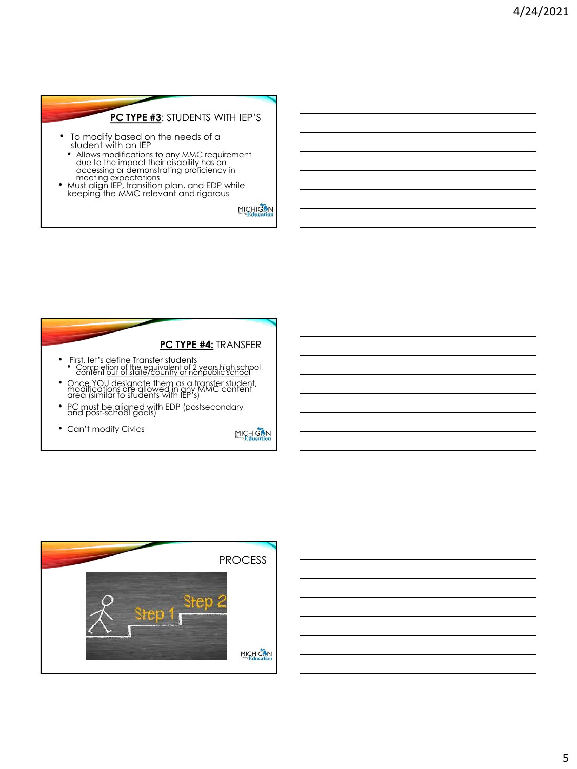## **PC TYPE #3**: STUDENTS WITH IEP'S

- To modify based on the needs of a student with an IEP
  - Allows modifications to any MMC requirement due to the impact their disability has on accessing or demonstrating proficiency in meeting expectations
- Must align IEP, transition plan, and EDP while keeping the MMC relevant and rigorous

## **PC TYPE #4:** TRANSFER

- First, let's define Transfer students
  - Completion of the equivalent of 2 years high school content <u>out of state/country or nonpublic school</u>
- Once YOU designate them as a transfer student, modifications are allowed in any MMC content area (similar to students with IEP's)
- PC must be aligned with EDP (postsecondary and post-school goals)
- Can't modify Civics

## PROCESS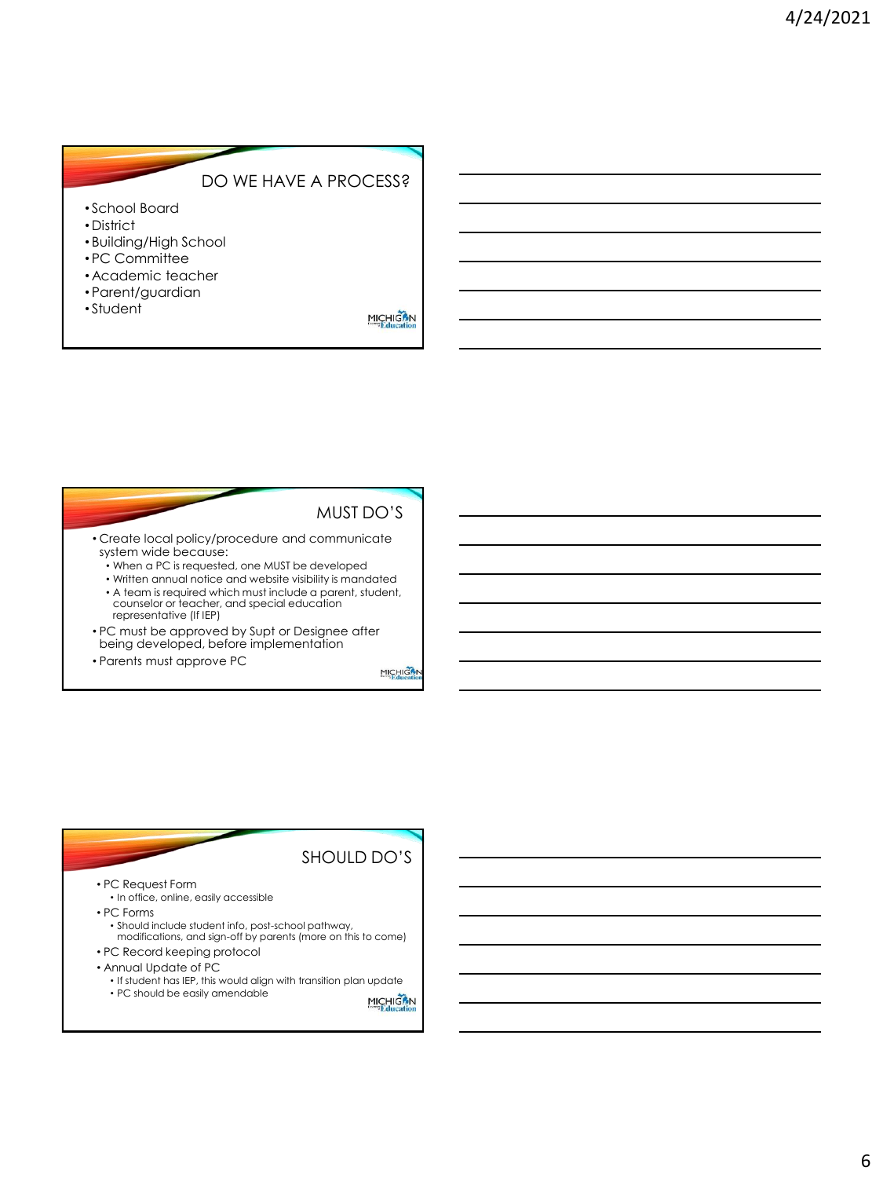## DO WE HAVE A PROCESS?

- School Board
- District
- Building/High School
- PC Committee
- Academic teacher
- Parent/guardian
- Student

## MUST DO'S

- Create local policy/procedure and communicate system wide because:
  - When a PC is requested, one MUST be developed
  - Written annual notice and website visibility is mandated
  - A team is required which must include a parent, student, counselor or teacher, and special education representative (If IEP)
- PC must be approved by Supt or Designee after being developed, before implementation
- Parents must approve PC

## SHOULD DO'S

- PC Request Form
  - In office, online, easily accessible
- PC Forms
  - Should include student info, post-school pathway, modifications, and sign-off by parents (more on this to come)
- PC Record keeping protocol
- Annual Update of PC
  - If student has IEP, this would align with transition plan update
  - PC should be easily amendable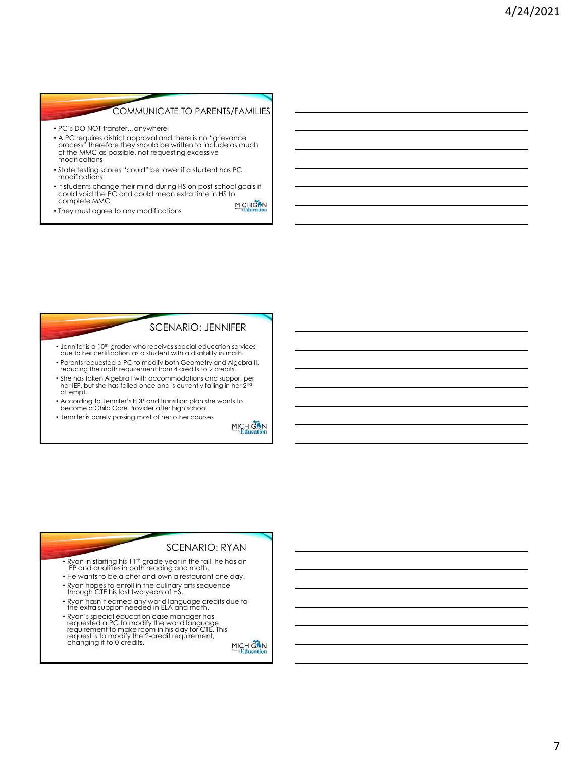## COMMUNICATE TO PARENTS/FAMILIES

- PC's DO NOT transfer…anywhere
- A PC requires district approval and there is no "grievance process" therefore they should be written to include as much of the MMC as possible, not requesting excessive modifications
- State testing scores "could" be lower if a student has PC modifications
- If students change their mind during HS on post-school goals it could void the PC and could mean extra time in HS to complete MMC
- They must agree to any modifications

## SCENARIO: JENNIFER

- Jennifer is a 10th grader who receives special education services due to her certification as a student with a disability in math.
- Parents requested a PC to modify both Geometry and Algebra II, reducing the math requirement from 4 credits to 2 credits.
- She has taken Algebra I with accommodations and support per her IEP, but she has failed once and is currently failing in her 2nd attempt.
- According to Jennifer's EDP and transition plan she wants to become a Child Care Provider after high school.
- Jennifer is barely passing most of her other courses

## SCENARIO: RYAN

- Ryan in starting his 11th grade year in the fall, he has an IEP and qualifies in both reading and math.
- He wants to be a chef and own a restaurant one day.
- Ryan hopes to enroll in the culinary arts sequence through CTE his last two years of HS.
- Ryan hasn't earned any world language credits due to the extra support needed in ELA and math.
- Ryan's special education case manager has requested a PC to modify the world language requirement to make room in his day for CTE. This request is to modify the 2-credit requirement, changing it to 0 credits.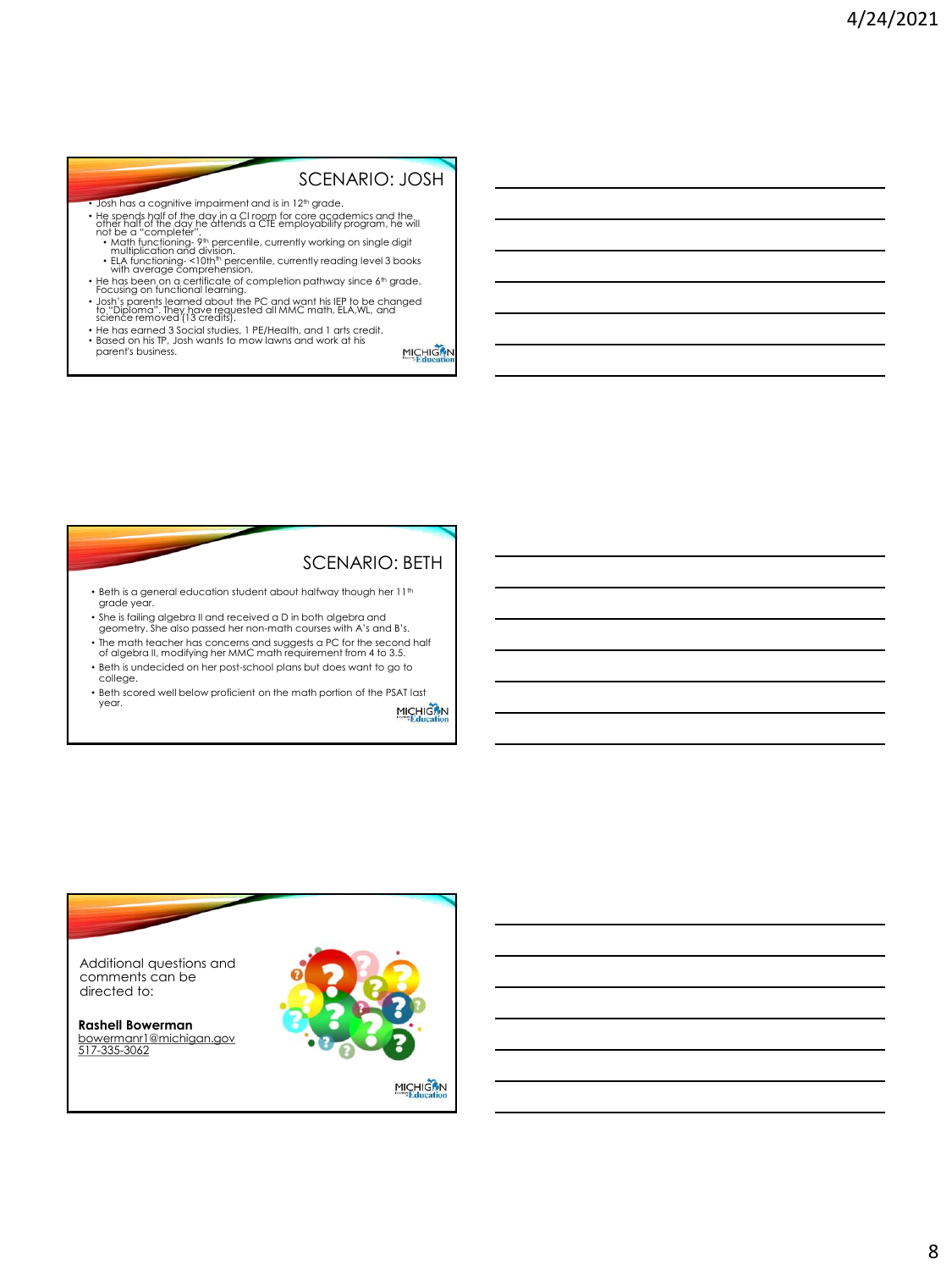## SCENARIO: JOSH

- Josh has a cognitive impairment and is in 12th grade.
- He spends half of the day in a CI room for core academics and the other half of the day he attends a CTE employability program, he will not be a "completer".
  - Math functioning- 9th percentile, currently working on single digit multiplication and division.
  - ELA functioning- <10th percentile, currently reading level 3 books with average comprehension.
- He has been on a certificate of completion pathway since 6th grade. Focusing on functional learning.
- Josh's parents learned about the PC and want his IEP to be changed to "Diploma". They have requested all MMC math, ELA,WL, and science removed (13 credits).
- He has earned 3 Social studies, 1 PE/Health, and 1 arts credit.
- Based on his TP, Josh wants to mow lawns and work at his parent's business.

## SCENARIO: BETH

- Beth is a general education student about halfway though her 11th grade year.
- She is failing algebra II and received a D in both algebra and geometry. She also passed her non-math courses with A's and B's.
- The math teacher has concerns and suggests a PC for the second half of algebra II, modifying her MMC math requirement from 4 to 3.5.
- Beth is undecided on her post-school plans but does want to go to college.
- Beth scored well below proficient on the math portion of the PSAT last year.

Additional questions and comments can be directed to:

**Rashell Bowerman**
bowermanr1@michigan.gov
517-335-3062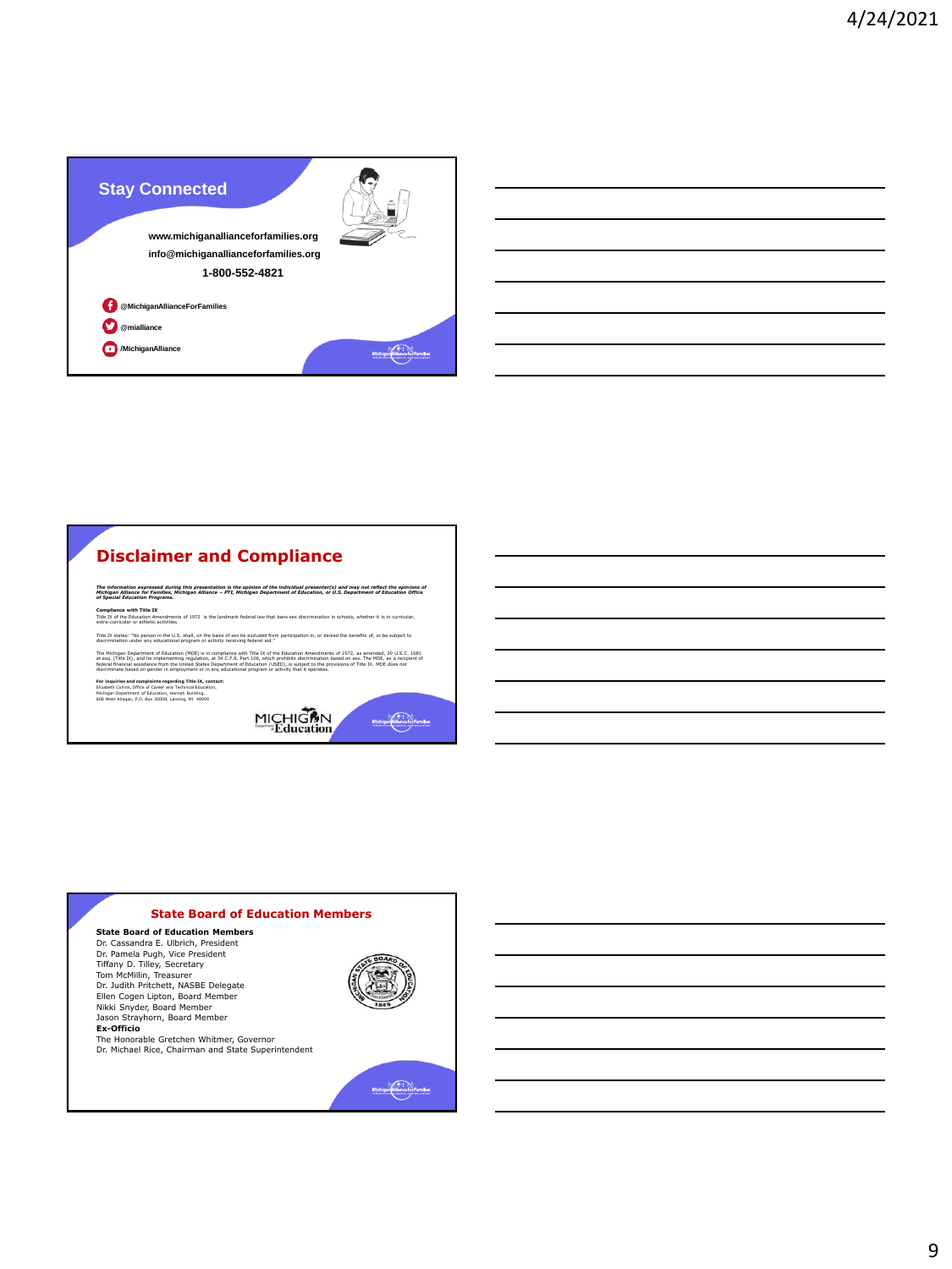## Stay Connected

www.michiganallianceforfamilies.org

info@michiganallianceforfamilies.org

1-800-552-4821

@MichiganAllianceForFamilies

@mialliance

/MichiganAlliance

## Disclaimer and Compliance

***The information expressed during this presentation is the opinion of the individual presenter(s) and may not reflect the opinions of Michigan Alliance for Families, Michigan Alliance – PTI, Michigan Department of Education, or U.S. Department of Education Office of Special Education Programs.***

**Compliance with Title IX**

Title IX of the Education Amendments of 1972 is the landmark federal law that bans sex discrimination in schools, whether it is in curricular, extra-curricular or athletic activities.

Title IX states: "No person in the U.S. shall, on the basis of sex be excluded from participation in, or denied the benefits of, or be subject to discrimination under any educational program or activity receiving federal aid."

The Michigan Department of Education (MDE) is in compliance with Title IX of the Education Amendments of 1972, as amended, 20 U.S.C. 1681 et seq. (Title IX), and its implementing regulation, at 34 C.F.R. Part 106, which prohibits discrimination based on sex. The MDE, as a recipient of federal financial assistance from the United States Department of Education (USED), is subject to the provisions of Title IX. MDE does not discriminate based on gender in employment or in any educational program or activity that it operates.

**For inquiries and complaints regarding Title IX, contact:**

Elizabeth Collins, Office of Career and Technical Education,
Michigan Department of Education, Hannah Building,
608 West Allegan, P.O. Box 30008, Lansing, MI 48909

## State Board of Education Members

**State Board of Education Members**

Dr. Cassandra E. Ulbrich, President
Dr. Pamela Pugh, Vice President
Tiffany D. Tilley, Secretary
Tom McMillin, Treasurer
Dr. Judith Pritchett, NASBE Delegate
Ellen Cogen Lipton, Board Member
Nikki Snyder, Board Member
Jason Strayhorn, Board Member

**Ex-Officio**

The Honorable Gretchen Whitmer, Governor
Dr. Michael Rice, Chairman and State Superintendent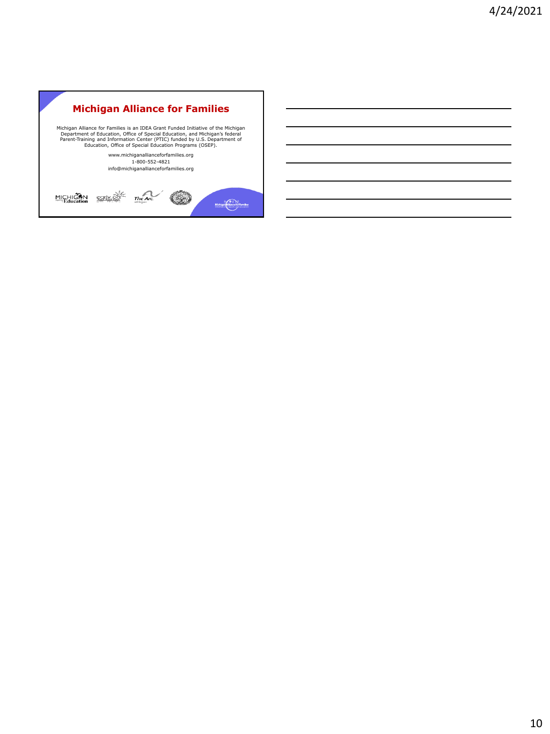## Michigan Alliance for Families

Michigan Alliance for Families is an IDEA Grant Funded Initiative of the Michigan Department of Education, Office of Special Education, and Michigan's federal Parent-Training and Information Center (PTIC) funded by U.S. Department of Education, Office of Special Education Programs (OSEP).

www.michiganallianceforfamilies.org
1-800-552-4821
info@michiganallianceforfamilies.org